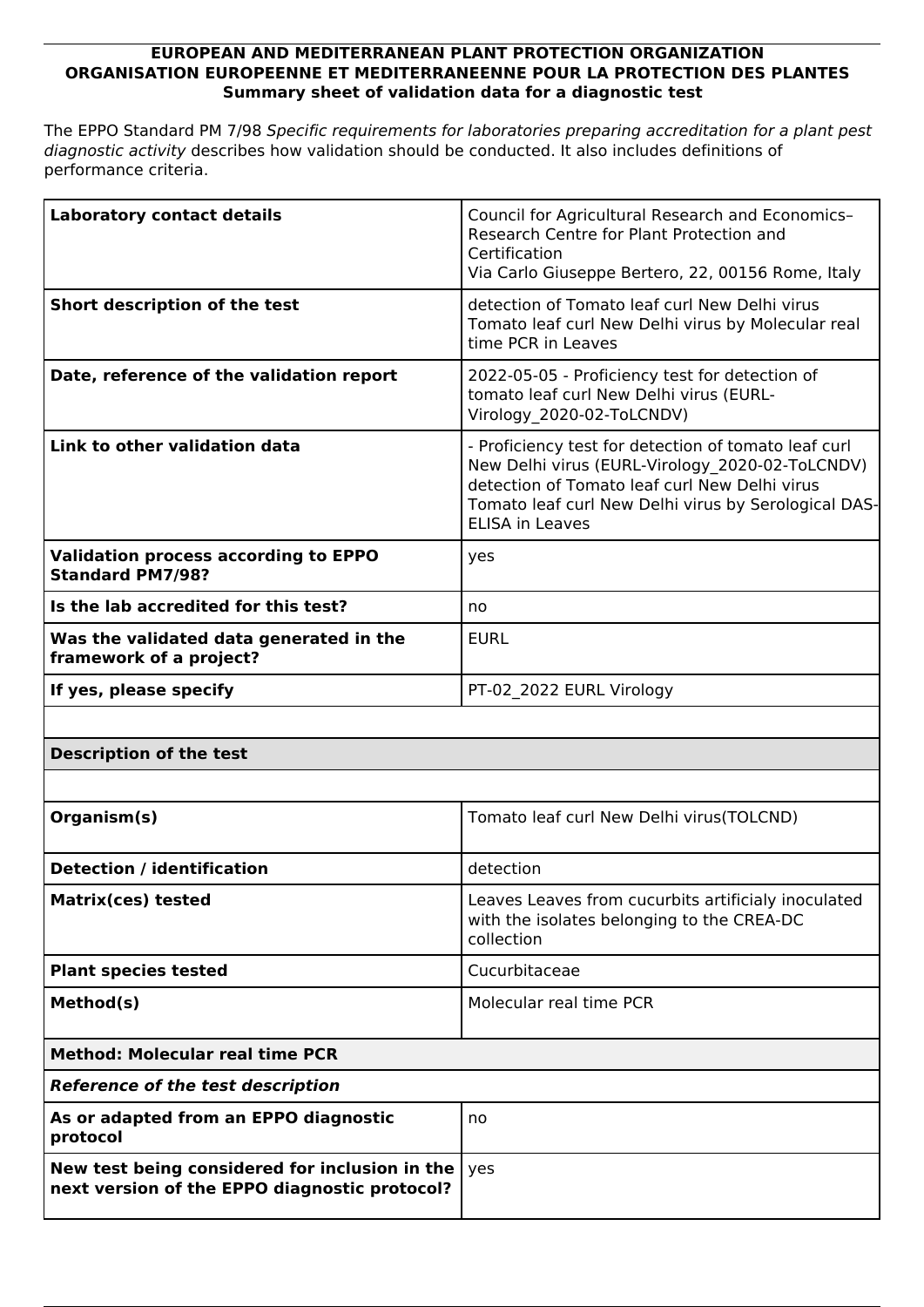**EUROPEAN AND MEDITERRANEAN PLANT PROTECTION ORGANIZATION**
**ORGANISATION EUROPEENNE ET MEDITERRANEENNE POUR LA PROTECTION DES PLANTES**
**Summary sheet of validation data for a diagnostic test**

The EPPO Standard PM 7/98 *Specific requirements for laboratories preparing accreditation for a plant pest diagnostic activity* describes how validation should be conducted. It also includes definitions of performance criteria.

| | |
|---|---|
| **Laboratory contact details** | Council for Agricultural Research and Economics–Research Centre for Plant Protection and Certification<br>Via Carlo Giuseppe Bertero, 22, 00156 Rome, Italy |
| **Short description of the test** | detection of Tomato leaf curl New Delhi virus Tomato leaf curl New Delhi virus by Molecular real time PCR in Leaves |
| **Date, reference of the validation report** | 2022-05-05 - Proficiency test for detection of tomato leaf curl New Delhi virus (EURL-Virology_2020-02-ToLCNDV) |
| **Link to other validation data** | - Proficiency test for detection of tomato leaf curl New Delhi virus (EURL-Virology_2020-02-ToLCNDV) detection of Tomato leaf curl New Delhi virus Tomato leaf curl New Delhi virus by Serological DAS-ELISA in Leaves |
| **Validation process according to EPPO Standard PM7/98?** | yes |
| **Is the lab accredited for this test?** | no |
| **Was the validated data generated in the framework of a project?** | EURL |
| **If yes, please specify** | PT-02_2022 EURL Virology |

| **Description of the test** | |
|---|---|
| **Organism(s)** | Tomato leaf curl New Delhi virus(TOLCND) |
| **Detection / identification** | detection |
| **Matrix(ces) tested** | Leaves Leaves from cucurbits artificialy inoculated with the isolates belonging to the CREA-DC collection |
| **Plant species tested** | Cucurbitaceae |
| **Method(s)** | Molecular real time PCR |
| **Method: Molecular real time PCR** | |
| ***Reference of the test description*** | |
| **As or adapted from an EPPO diagnostic protocol** | no |
| **New test being considered for inclusion in the next version of the EPPO diagnostic protocol?** | yes |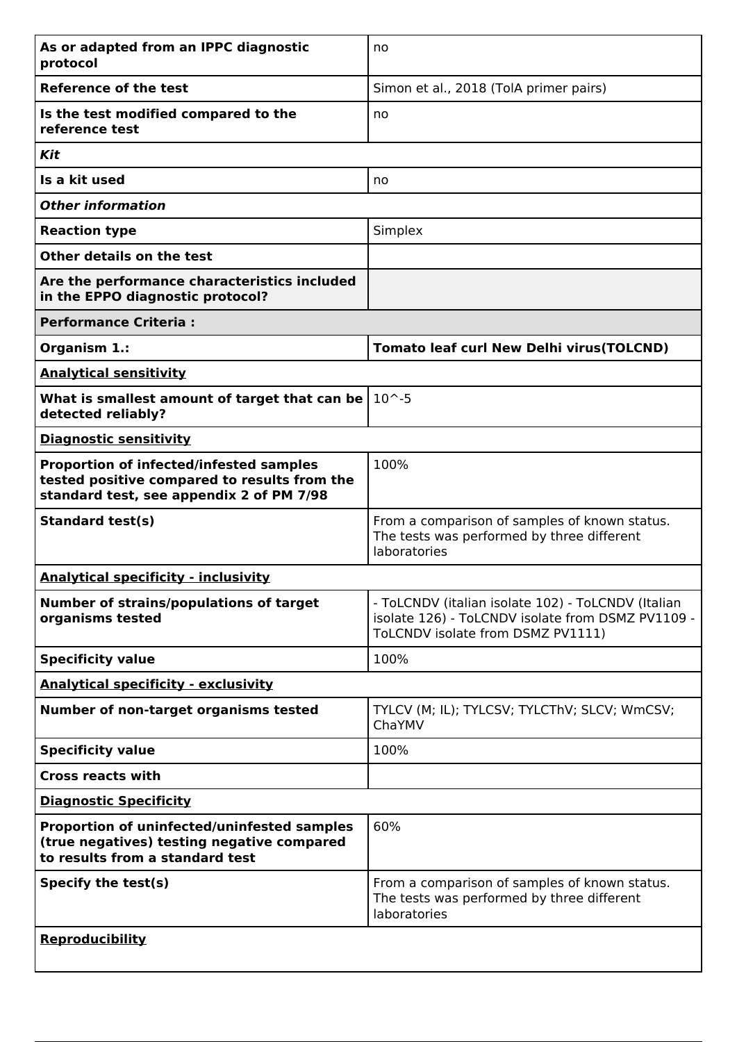| | |
|---|---|
| **As or adapted from an IPPC diagnostic protocol** | no |
| **Reference of the test** | Simon et al., 2018 (TolA primer pairs) |
| **Is the test modified compared to the reference test** | no |
| ***Kit*** | |
| **Is a kit used** | no |
| ***Other information*** | |
| **Reaction type** | Simplex |
| **Other details on the test** | |
| **Are the performance characteristics included in the EPPO diagnostic protocol?** | |
| **Performance Criteria :** | |
| **Organism 1.:** | **Tomato leaf curl New Delhi virus(TOLCND)** |
| **Analytical sensitivity** | |
| **What is smallest amount of target that can be detected reliably?** | 10^-5 |
| **Diagnostic sensitivity** | |
| **Proportion of infected/infested samples tested positive compared to results from the standard test, see appendix 2 of PM 7/98** | 100% |
| **Standard test(s)** | From a comparison of samples of known status. The tests was performed by three different laboratories |
| **Analytical specificity - inclusivity** | |
| **Number of strains/populations of target organisms tested** | - ToLCNDV (italian isolate 102) - ToLCNDV (Italian isolate 126) - ToLCNDV isolate from DSMZ PV1109 - ToLCNDV isolate from DSMZ PV1111) |
| **Specificity value** | 100% |
| **Analytical specificity - exclusivity** | |
| **Number of non-target organisms tested** | TYLCV (M; IL); TYLCSV; TYLCThV; SLCV; WmCSV; ChaYMV |
| **Specificity value** | 100% |
| **Cross reacts with** | |
| **Diagnostic Specificity** | |
| **Proportion of uninfected/uninfested samples (true negatives) testing negative compared to results from a standard test** | 60% |
| **Specify the test(s)** | From a comparison of samples of known status. The tests was performed by three different laboratories |
| **Reproducibility** | |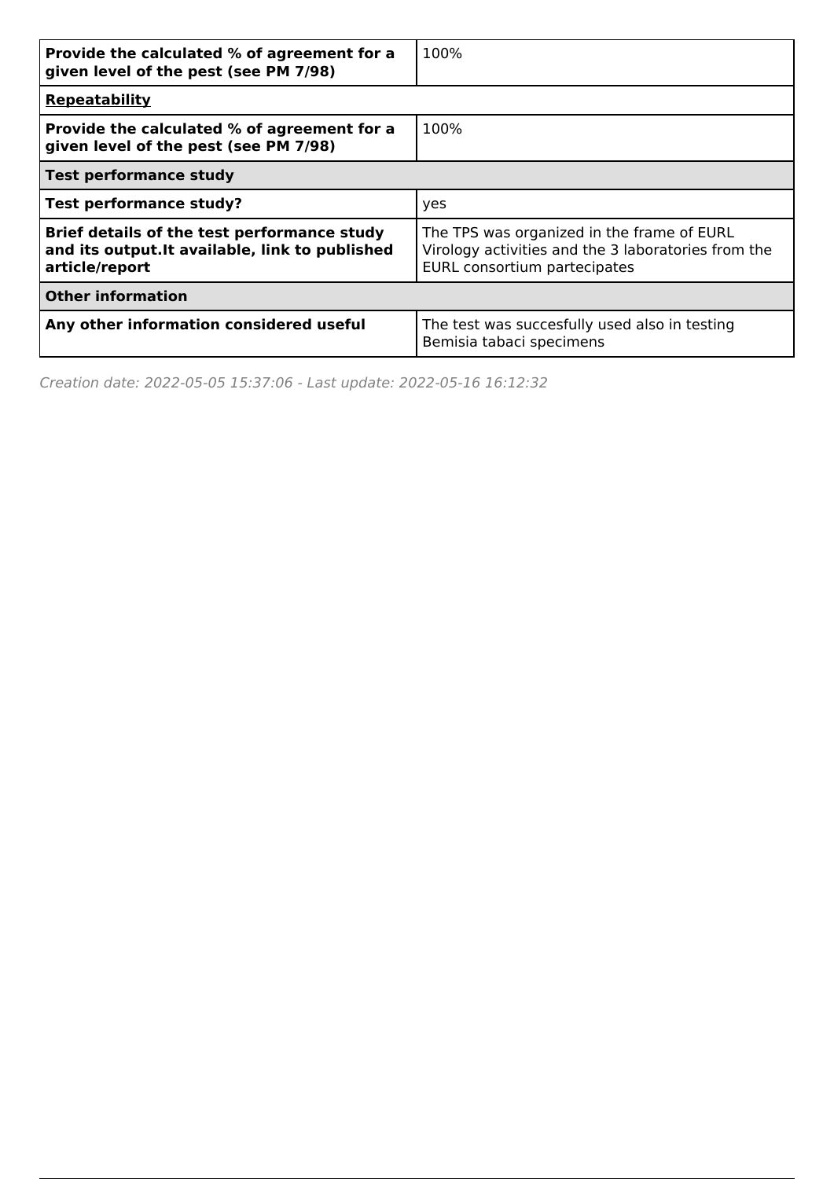| | |
|---|---|
| **Provide the calculated % of agreement for a given level of the pest (see PM 7/98)** | 100% |
| **Repeatability** | |
| **Provide the calculated % of agreement for a given level of the pest (see PM 7/98)** | 100% |
| **Test performance study** | |
| **Test performance study?** | yes |
| **Brief details of the test performance study and its output.It available, link to published article/report** | The TPS was organized in the frame of EURL Virology activities and the 3 laboratories from the EURL consortium partecipates |
| **Other information** | |
| **Any other information considered useful** | The test was succesfully used also in testing Bemisia tabaci specimens |

*Creation date: 2022-05-05 15:37:06 - Last update: 2022-05-16 16:12:32*